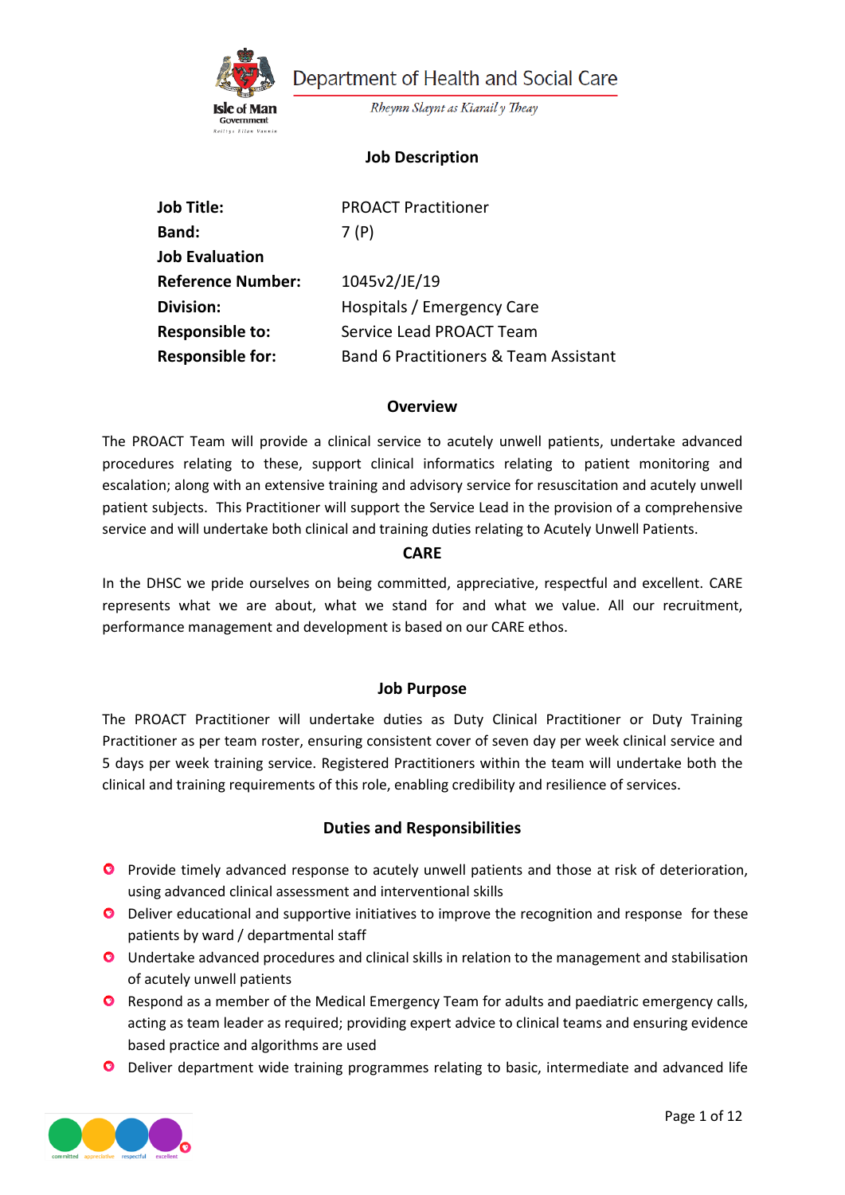Department of Health and Social Care

*Rheynn Slaynt as Kiarail y Theay*

## Job Description

| | |
|---|---|
| **Job Title:** | PROACT Practitioner |
| **Band:** | 7 (P) |
| **Job Evaluation Reference Number:** | 1045v2/JE/19 |
| **Division:** | Hospitals / Emergency Care |
| **Responsible to:** | Service Lead PROACT Team |
| **Responsible for:** | Band 6 Practitioners & Team Assistant |

### Overview

The PROACT Team will provide a clinical service to acutely unwell patients, undertake advanced procedures relating to these, support clinical informatics relating to patient monitoring and escalation; along with an extensive training and advisory service for resuscitation and acutely unwell patient subjects. This Practitioner will support the Service Lead in the provision of a comprehensive service and will undertake both clinical and training duties relating to Acutely Unwell Patients.

### CARE

In the DHSC we pride ourselves on being committed, appreciative, respectful and excellent. CARE represents what we are about, what we stand for and what we value. All our recruitment, performance management and development is based on our CARE ethos.

### Job Purpose

The PROACT Practitioner will undertake duties as Duty Clinical Practitioner or Duty Training Practitioner as per team roster, ensuring consistent cover of seven day per week clinical service and 5 days per week training service. Registered Practitioners within the team will undertake both the clinical and training requirements of this role, enabling credibility and resilience of services.

### Duties and Responsibilities

- Provide timely advanced response to acutely unwell patients and those at risk of deterioration, using advanced clinical assessment and interventional skills
- Deliver educational and supportive initiatives to improve the recognition and response for these patients by ward / departmental staff
- Undertake advanced procedures and clinical skills in relation to the management and stabilisation of acutely unwell patients
- Respond as a member of the Medical Emergency Team for adults and paediatric emergency calls, acting as team leader as required; providing expert advice to clinical teams and ensuring evidence based practice and algorithms are used
- Deliver department wide training programmes relating to basic, intermediate and advanced life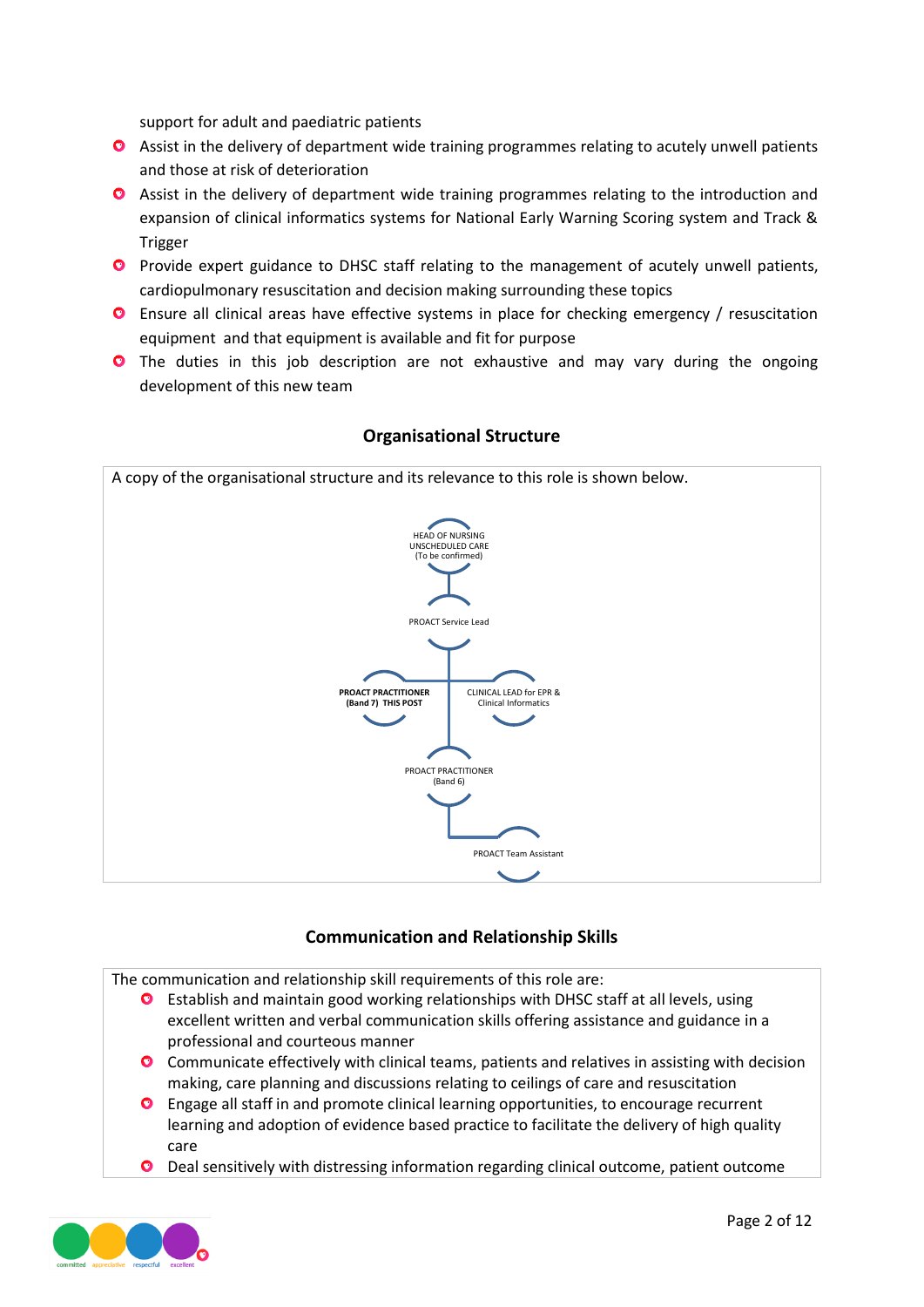support for adult and paediatric patients

- Assist in the delivery of department wide training programmes relating to acutely unwell patients and those at risk of deterioration
- Assist in the delivery of department wide training programmes relating to the introduction and expansion of clinical informatics systems for National Early Warning Scoring system and Track & Trigger
- Provide expert guidance to DHSC staff relating to the management of acutely unwell patients, cardiopulmonary resuscitation and decision making surrounding these topics
- Ensure all clinical areas have effective systems in place for checking emergency / resuscitation equipment and that equipment is available and fit for purpose
- The duties in this job description are not exhaustive and may vary during the ongoing development of this new team

## Organisational Structure

A copy of the organisational structure and its relevance to this role is shown below.

- HEAD OF NURSING UNSCHEDULED CARE (To be confirmed)
  - PROACT Service Lead
    - **PROACT PRACTITIONER (Band 7) THIS POST**
    - CLINICAL LEAD for EPR & Clinical Informatics
    - PROACT PRACTITIONER (Band 6)
      - PROACT Team Assistant

## Communication and Relationship Skills

The communication and relationship skill requirements of this role are:

- Establish and maintain good working relationships with DHSC staff at all levels, using excellent written and verbal communication skills offering assistance and guidance in a professional and courteous manner
- Communicate effectively with clinical teams, patients and relatives in assisting with decision making, care planning and discussions relating to ceilings of care and resuscitation
- Engage all staff in and promote clinical learning opportunities, to encourage recurrent learning and adoption of evidence based practice to facilitate the delivery of high quality care
- Deal sensitively with distressing information regarding clinical outcome, patient outcome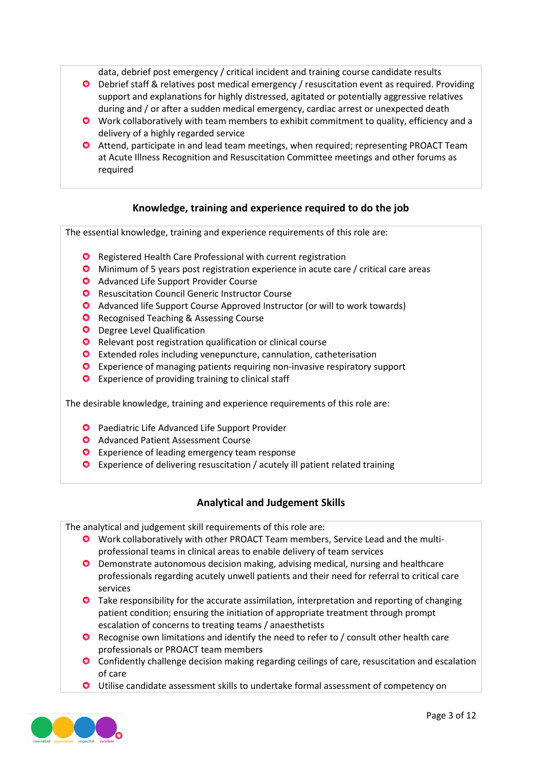data, debrief post emergency / critical incident and training course candidate results

- Debrief staff & relatives post medical emergency / resuscitation event as required. Providing support and explanations for highly distressed, agitated or potentially aggressive relatives during and / or after a sudden medical emergency, cardiac arrest or unexpected death
- Work collaboratively with team members to exhibit commitment to quality, efficiency and a delivery of a highly regarded service
- Attend, participate in and lead team meetings, when required; representing PROACT Team at Acute Illness Recognition and Resuscitation Committee meetings and other forums as required

## Knowledge, training and experience required to do the job

The essential knowledge, training and experience requirements of this role are:

- Registered Health Care Professional with current registration
- Minimum of 5 years post registration experience in acute care / critical care areas
- Advanced Life Support Provider Course
- Resuscitation Council Generic Instructor Course
- Advanced life Support Course Approved Instructor (or will to work towards)
- Recognised Teaching & Assessing Course
- Degree Level Qualification
- Relevant post registration qualification or clinical course
- Extended roles including venepuncture, cannulation, catheterisation
- Experience of managing patients requiring non-invasive respiratory support
- Experience of providing training to clinical staff

The desirable knowledge, training and experience requirements of this role are:

- Paediatric Life Advanced Life Support Provider
- Advanced Patient Assessment Course
- Experience of leading emergency team response
- Experience of delivering resuscitation / acutely ill patient related training

## Analytical and Judgement Skills

The analytical and judgement skill requirements of this role are:

- Work collaboratively with other PROACT Team members, Service Lead and the multi-professional teams in clinical areas to enable delivery of team services
- Demonstrate autonomous decision making, advising medical, nursing and healthcare professionals regarding acutely unwell patients and their need for referral to critical care services
- Take responsibility for the accurate assimilation, interpretation and reporting of changing patient condition; ensuring the initiation of appropriate treatment through prompt escalation of concerns to treating teams / anaesthetists
- Recognise own limitations and identify the need to refer to / consult other health care professionals or PROACT team members
- Confidently challenge decision making regarding ceilings of care, resuscitation and escalation of care
- Utilise candidate assessment skills to undertake formal assessment of competency on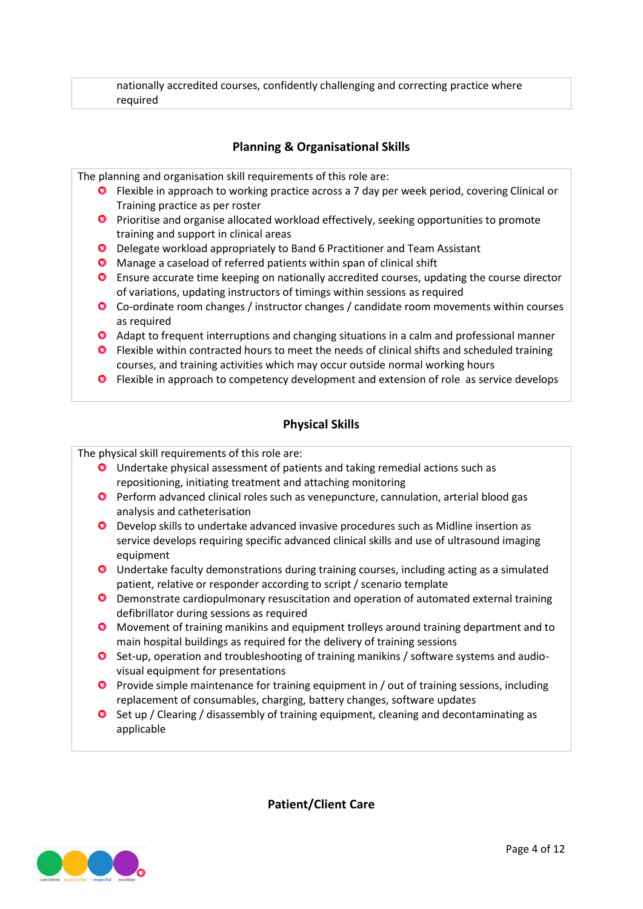nationally accredited courses, confidently challenging and correcting practice where required

## Planning & Organisational Skills

The planning and organisation skill requirements of this role are:

- Flexible in approach to working practice across a 7 day per week period, covering Clinical or Training practice as per roster
- Prioritise and organise allocated workload effectively, seeking opportunities to promote training and support in clinical areas
- Delegate workload appropriately to Band 6 Practitioner and Team Assistant
- Manage a caseload of referred patients within span of clinical shift
- Ensure accurate time keeping on nationally accredited courses, updating the course director of variations, updating instructors of timings within sessions as required
- Co-ordinate room changes / instructor changes / candidate room movements within courses as required
- Adapt to frequent interruptions and changing situations in a calm and professional manner
- Flexible within contracted hours to meet the needs of clinical shifts and scheduled training courses, and training activities which may occur outside normal working hours
- Flexible in approach to competency development and extension of role as service develops

## Physical Skills

The physical skill requirements of this role are:

- Undertake physical assessment of patients and taking remedial actions such as repositioning, initiating treatment and attaching monitoring
- Perform advanced clinical roles such as venepuncture, cannulation, arterial blood gas analysis and catheterisation
- Develop skills to undertake advanced invasive procedures such as Midline insertion as service develops requiring specific advanced clinical skills and use of ultrasound imaging equipment
- Undertake faculty demonstrations during training courses, including acting as a simulated patient, relative or responder according to script / scenario template
- Demonstrate cardiopulmonary resuscitation and operation of automated external training defibrillator during sessions as required
- Movement of training manikins and equipment trolleys around training department and to main hospital buildings as required for the delivery of training sessions
- Set-up, operation and troubleshooting of training manikins / software systems and audio-visual equipment for presentations
- Provide simple maintenance for training equipment in / out of training sessions, including replacement of consumables, charging, battery changes, software updates
- Set up / Clearing / disassembly of training equipment, cleaning and decontaminating as applicable

## Patient/Client Care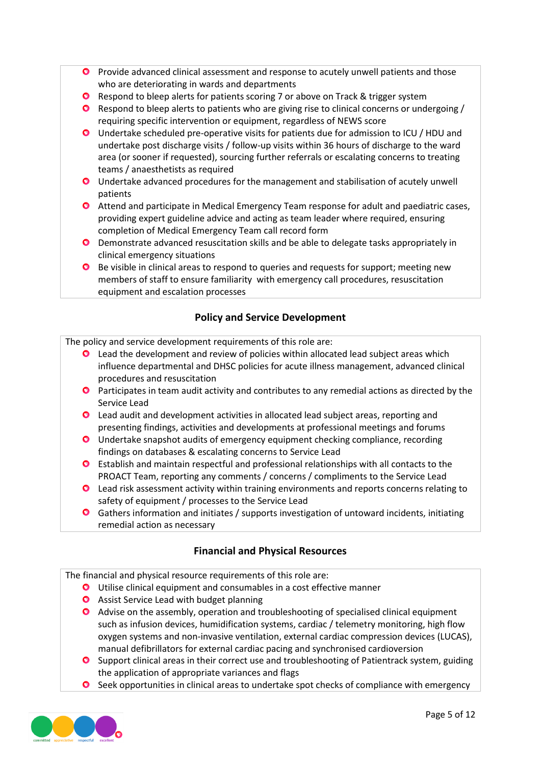- Provide advanced clinical assessment and response to acutely unwell patients and those who are deteriorating in wards and departments
- Respond to bleep alerts for patients scoring 7 or above on Track & trigger system
- Respond to bleep alerts to patients who are giving rise to clinical concerns or undergoing / requiring specific intervention or equipment, regardless of NEWS score
- Undertake scheduled pre-operative visits for patients due for admission to ICU / HDU and undertake post discharge visits / follow-up visits within 36 hours of discharge to the ward area (or sooner if requested), sourcing further referrals or escalating concerns to treating teams / anaesthetists as required
- Undertake advanced procedures for the management and stabilisation of acutely unwell patients
- Attend and participate in Medical Emergency Team response for adult and paediatric cases, providing expert guideline advice and acting as team leader where required, ensuring completion of Medical Emergency Team call record form
- Demonstrate advanced resuscitation skills and be able to delegate tasks appropriately in clinical emergency situations
- Be visible in clinical areas to respond to queries and requests for support; meeting new members of staff to ensure familiarity with emergency call procedures, resuscitation equipment and escalation processes

## Policy and Service Development

The policy and service development requirements of this role are:

- Lead the development and review of policies within allocated lead subject areas which influence departmental and DHSC policies for acute illness management, advanced clinical procedures and resuscitation
- Participates in team audit activity and contributes to any remedial actions as directed by the Service Lead
- Lead audit and development activities in allocated lead subject areas, reporting and presenting findings, activities and developments at professional meetings and forums
- Undertake snapshot audits of emergency equipment checking compliance, recording findings on databases & escalating concerns to Service Lead
- Establish and maintain respectful and professional relationships with all contacts to the PROACT Team, reporting any comments / concerns / compliments to the Service Lead
- Lead risk assessment activity within training environments and reports concerns relating to safety of equipment / processes to the Service Lead
- Gathers information and initiates / supports investigation of untoward incidents, initiating remedial action as necessary

## Financial and Physical Resources

The financial and physical resource requirements of this role are:

- Utilise clinical equipment and consumables in a cost effective manner
- Assist Service Lead with budget planning
- Advise on the assembly, operation and troubleshooting of specialised clinical equipment such as infusion devices, humidification systems, cardiac / telemetry monitoring, high flow oxygen systems and non-invasive ventilation, external cardiac compression devices (LUCAS), manual defibrillators for external cardiac pacing and synchronised cardioversion
- Support clinical areas in their correct use and troubleshooting of Patientrack system, guiding the application of appropriate variances and flags
- Seek opportunities in clinical areas to undertake spot checks of compliance with emergency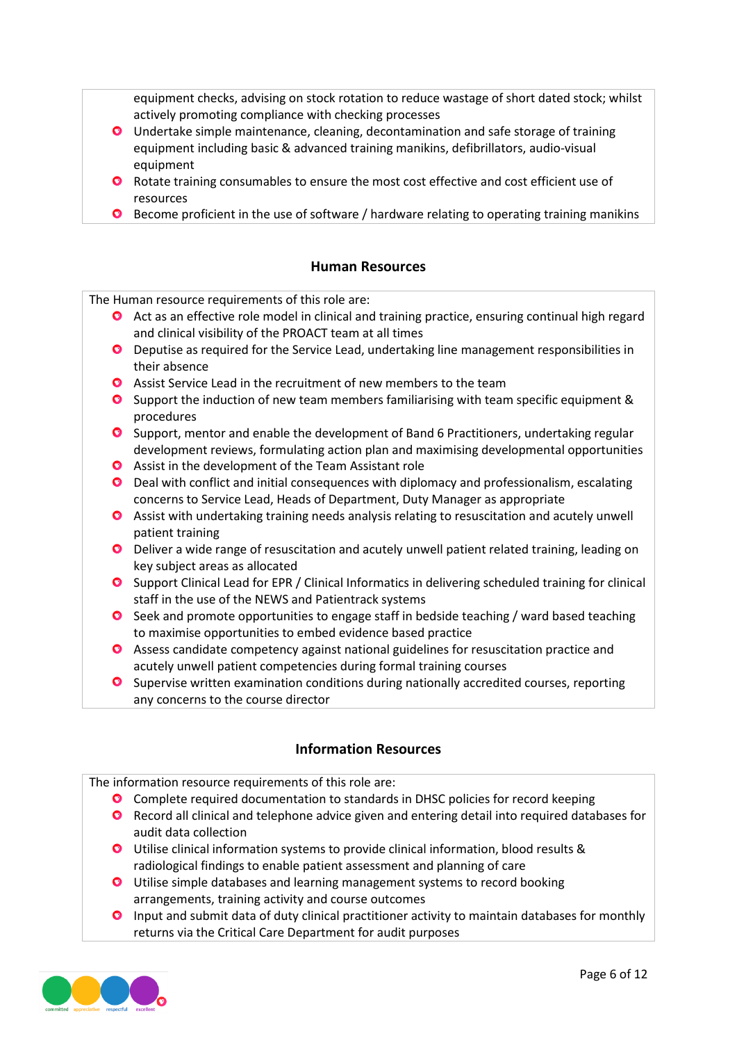equipment checks, advising on stock rotation to reduce wastage of short dated stock; whilst actively promoting compliance with checking processes

- Undertake simple maintenance, cleaning, decontamination and safe storage of training equipment including basic & advanced training manikins, defibrillators, audio-visual equipment
- Rotate training consumables to ensure the most cost effective and cost efficient use of resources
- Become proficient in the use of software / hardware relating to operating training manikins

## Human Resources

The Human resource requirements of this role are:

- Act as an effective role model in clinical and training practice, ensuring continual high regard and clinical visibility of the PROACT team at all times
- Deputise as required for the Service Lead, undertaking line management responsibilities in their absence
- Assist Service Lead in the recruitment of new members to the team
- Support the induction of new team members familiarising with team specific equipment & procedures
- Support, mentor and enable the development of Band 6 Practitioners, undertaking regular development reviews, formulating action plan and maximising developmental opportunities
- Assist in the development of the Team Assistant role
- Deal with conflict and initial consequences with diplomacy and professionalism, escalating concerns to Service Lead, Heads of Department, Duty Manager as appropriate
- Assist with undertaking training needs analysis relating to resuscitation and acutely unwell patient training
- Deliver a wide range of resuscitation and acutely unwell patient related training, leading on key subject areas as allocated
- Support Clinical Lead for EPR / Clinical Informatics in delivering scheduled training for clinical staff in the use of the NEWS and Patientrack systems
- Seek and promote opportunities to engage staff in bedside teaching / ward based teaching to maximise opportunities to embed evidence based practice
- Assess candidate competency against national guidelines for resuscitation practice and acutely unwell patient competencies during formal training courses
- Supervise written examination conditions during nationally accredited courses, reporting any concerns to the course director

## Information Resources

The information resource requirements of this role are:

- Complete required documentation to standards in DHSC policies for record keeping
- Record all clinical and telephone advice given and entering detail into required databases for audit data collection
- Utilise clinical information systems to provide clinical information, blood results & radiological findings to enable patient assessment and planning of care
- Utilise simple databases and learning management systems to record booking arrangements, training activity and course outcomes
- Input and submit data of duty clinical practitioner activity to maintain databases for monthly returns via the Critical Care Department for audit purposes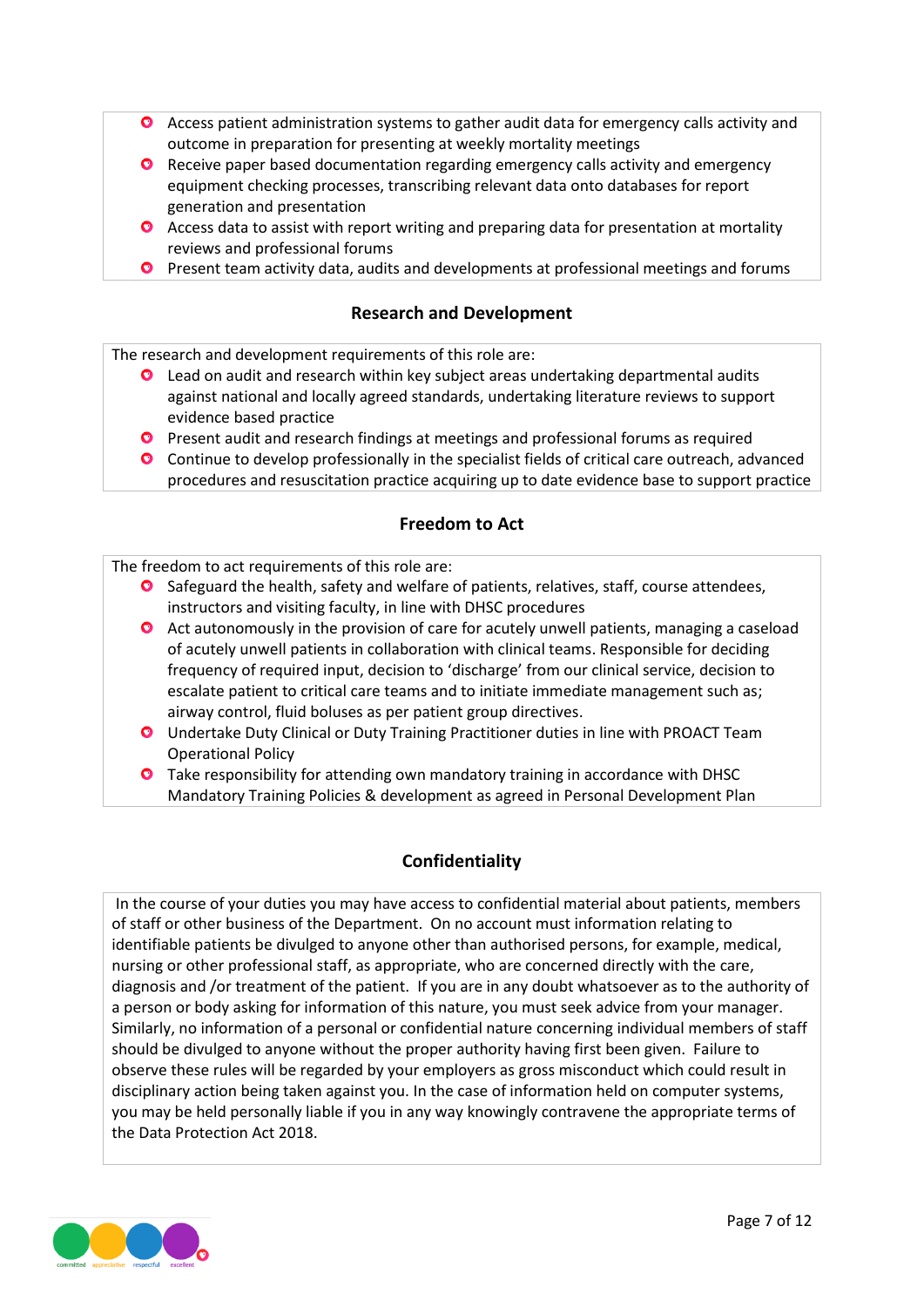- Access patient administration systems to gather audit data for emergency calls activity and outcome in preparation for presenting at weekly mortality meetings
- Receive paper based documentation regarding emergency calls activity and emergency equipment checking processes, transcribing relevant data onto databases for report generation and presentation
- Access data to assist with report writing and preparing data for presentation at mortality reviews and professional forums
- Present team activity data, audits and developments at professional meetings and forums

## Research and Development

The research and development requirements of this role are:

- Lead on audit and research within key subject areas undertaking departmental audits against national and locally agreed standards, undertaking literature reviews to support evidence based practice
- Present audit and research findings at meetings and professional forums as required
- Continue to develop professionally in the specialist fields of critical care outreach, advanced procedures and resuscitation practice acquiring up to date evidence base to support practice

## Freedom to Act

The freedom to act requirements of this role are:

- Safeguard the health, safety and welfare of patients, relatives, staff, course attendees, instructors and visiting faculty, in line with DHSC procedures
- Act autonomously in the provision of care for acutely unwell patients, managing a caseload of acutely unwell patients in collaboration with clinical teams. Responsible for deciding frequency of required input, decision to 'discharge' from our clinical service, decision to escalate patient to critical care teams and to initiate immediate management such as; airway control, fluid boluses as per patient group directives.
- Undertake Duty Clinical or Duty Training Practitioner duties in line with PROACT Team Operational Policy
- Take responsibility for attending own mandatory training in accordance with DHSC Mandatory Training Policies & development as agreed in Personal Development Plan

## Confidentiality

In the course of your duties you may have access to confidential material about patients, members of staff or other business of the Department. On no account must information relating to identifiable patients be divulged to anyone other than authorised persons, for example, medical, nursing or other professional staff, as appropriate, who are concerned directly with the care, diagnosis and /or treatment of the patient. If you are in any doubt whatsoever as to the authority of a person or body asking for information of this nature, you must seek advice from your manager. Similarly, no information of a personal or confidential nature concerning individual members of staff should be divulged to anyone without the proper authority having first been given. Failure to observe these rules will be regarded by your employers as gross misconduct which could result in disciplinary action being taken against you. In the case of information held on computer systems, you may be held personally liable if you in any way knowingly contravene the appropriate terms of the Data Protection Act 2018.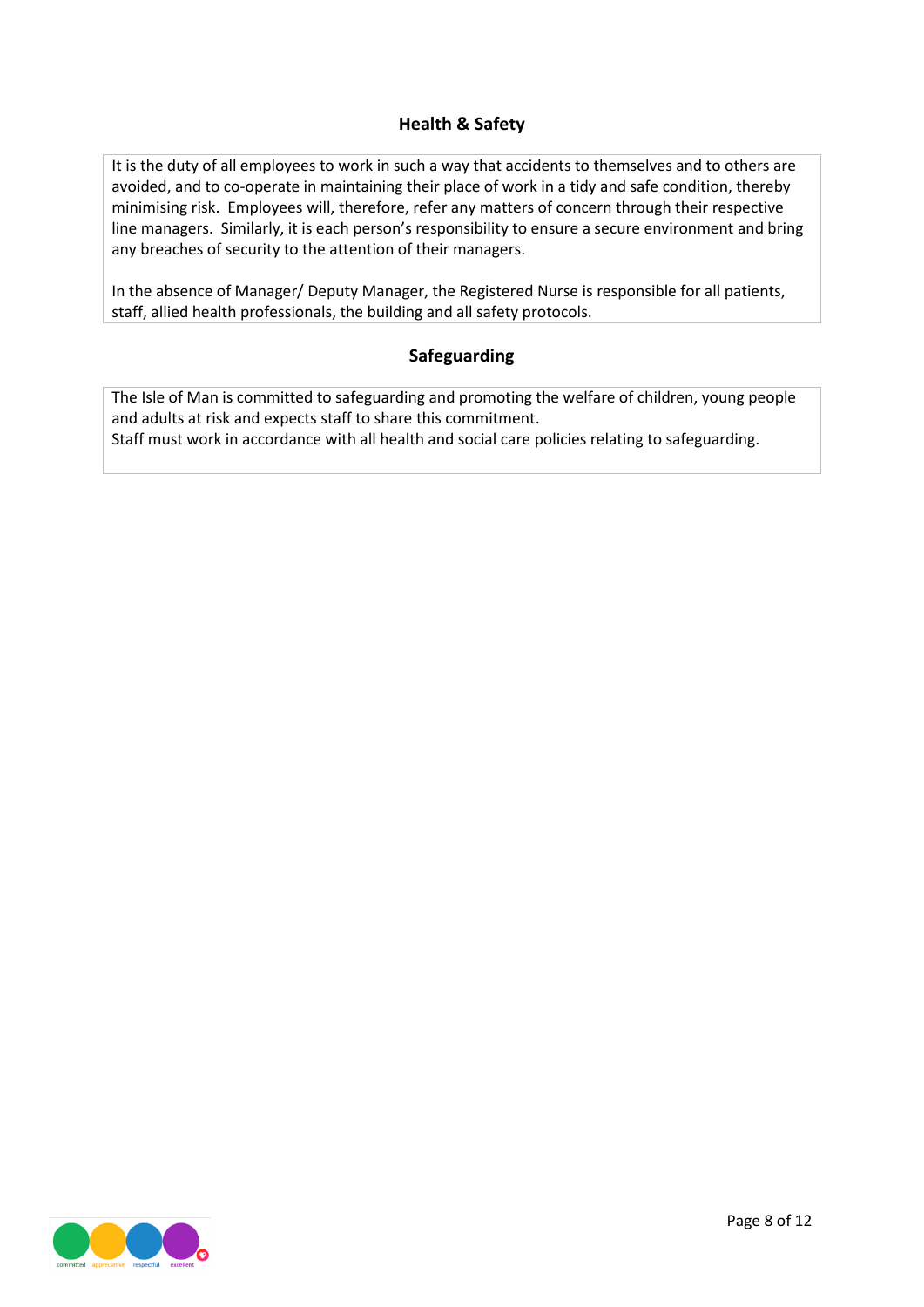## Health & Safety

It is the duty of all employees to work in such a way that accidents to themselves and to others are avoided, and to co-operate in maintaining their place of work in a tidy and safe condition, thereby minimising risk. Employees will, therefore, refer any matters of concern through their respective line managers. Similarly, it is each person's responsibility to ensure a secure environment and bring any breaches of security to the attention of their managers.

In the absence of Manager/ Deputy Manager, the Registered Nurse is responsible for all patients, staff, allied health professionals, the building and all safety protocols.

## Safeguarding

The Isle of Man is committed to safeguarding and promoting the welfare of children, young people and adults at risk and expects staff to share this commitment.
Staff must work in accordance with all health and social care policies relating to safeguarding.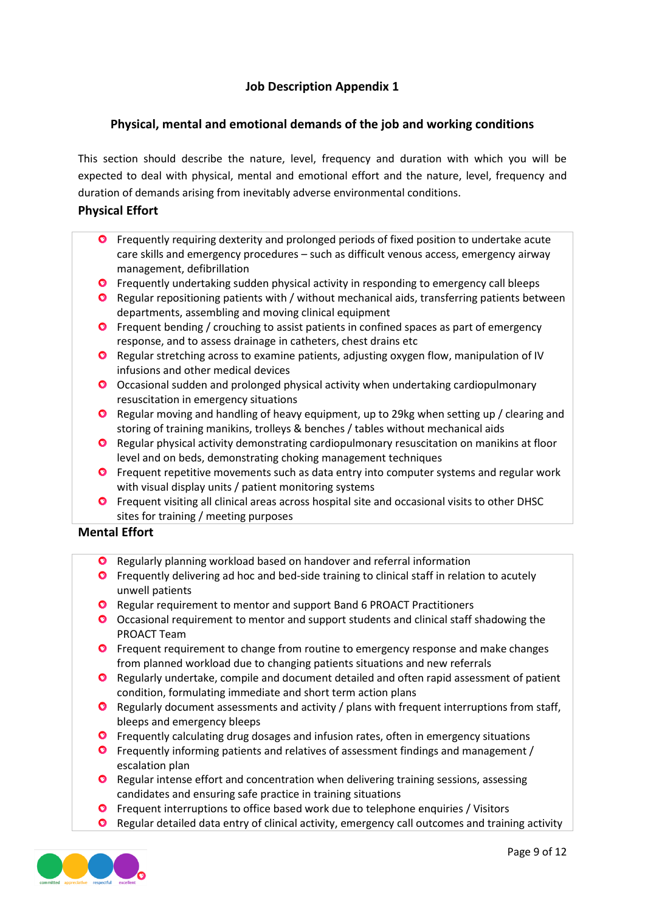# Job Description Appendix 1

## Physical, mental and emotional demands of the job and working conditions

This section should describe the nature, level, frequency and duration with which you will be expected to deal with physical, mental and emotional effort and the nature, level, frequency and duration of demands arising from inevitably adverse environmental conditions.

### Physical Effort

- Frequently requiring dexterity and prolonged periods of fixed position to undertake acute care skills and emergency procedures – such as difficult venous access, emergency airway management, defibrillation
- Frequently undertaking sudden physical activity in responding to emergency call bleeps
- Regular repositioning patients with / without mechanical aids, transferring patients between departments, assembling and moving clinical equipment
- Frequent bending / crouching to assist patients in confined spaces as part of emergency response, and to assess drainage in catheters, chest drains etc
- Regular stretching across to examine patients, adjusting oxygen flow, manipulation of IV infusions and other medical devices
- Occasional sudden and prolonged physical activity when undertaking cardiopulmonary resuscitation in emergency situations
- Regular moving and handling of heavy equipment, up to 29kg when setting up / clearing and storing of training manikins, trolleys & benches / tables without mechanical aids
- Regular physical activity demonstrating cardiopulmonary resuscitation on manikins at floor level and on beds, demonstrating choking management techniques
- Frequent repetitive movements such as data entry into computer systems and regular work with visual display units / patient monitoring systems
- Frequent visiting all clinical areas across hospital site and occasional visits to other DHSC sites for training / meeting purposes

### Mental Effort

- Regularly planning workload based on handover and referral information
- Frequently delivering ad hoc and bed-side training to clinical staff in relation to acutely unwell patients
- Regular requirement to mentor and support Band 6 PROACT Practitioners
- Occasional requirement to mentor and support students and clinical staff shadowing the PROACT Team
- Frequent requirement to change from routine to emergency response and make changes from planned workload due to changing patients situations and new referrals
- Regularly undertake, compile and document detailed and often rapid assessment of patient condition, formulating immediate and short term action plans
- Regularly document assessments and activity / plans with frequent interruptions from staff, bleeps and emergency bleeps
- Frequently calculating drug dosages and infusion rates, often in emergency situations
- Frequently informing patients and relatives of assessment findings and management / escalation plan
- Regular intense effort and concentration when delivering training sessions, assessing candidates and ensuring safe practice in training situations
- Frequent interruptions to office based work due to telephone enquiries / Visitors
- Regular detailed data entry of clinical activity, emergency call outcomes and training activity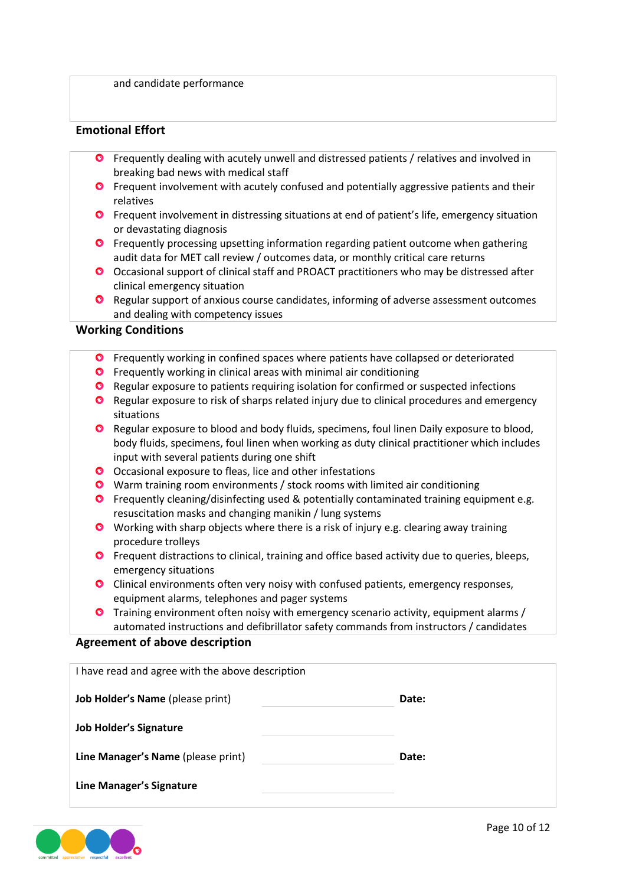and candidate performance

## Emotional Effort

- Frequently dealing with acutely unwell and distressed patients / relatives and involved in breaking bad news with medical staff
- Frequent involvement with acutely confused and potentially aggressive patients and their relatives
- Frequent involvement in distressing situations at end of patient's life, emergency situation or devastating diagnosis
- Frequently processing upsetting information regarding patient outcome when gathering audit data for MET call review / outcomes data, or monthly critical care returns
- Occasional support of clinical staff and PROACT practitioners who may be distressed after clinical emergency situation
- Regular support of anxious course candidates, informing of adverse assessment outcomes and dealing with competency issues

## Working Conditions

- Frequently working in confined spaces where patients have collapsed or deteriorated
- Frequently working in clinical areas with minimal air conditioning
- Regular exposure to patients requiring isolation for confirmed or suspected infections
- Regular exposure to risk of sharps related injury due to clinical procedures and emergency situations
- Regular exposure to blood and body fluids, specimens, foul linen Daily exposure to blood, body fluids, specimens, foul linen when working as duty clinical practitioner which includes input with several patients during one shift
- Occasional exposure to fleas, lice and other infestations
- Warm training room environments / stock rooms with limited air conditioning
- Frequently cleaning/disinfecting used & potentially contaminated training equipment e.g. resuscitation masks and changing manikin / lung systems
- Working with sharp objects where there is a risk of injury e.g. clearing away training procedure trolleys
- Frequent distractions to clinical, training and office based activity due to queries, bleeps, emergency situations
- Clinical environments often very noisy with confused patients, emergency responses, equipment alarms, telephones and pager systems
- Training environment often noisy with emergency scenario activity, equipment alarms / automated instructions and defibrillator safety commands from instructors / candidates

## Agreement of above description

I have read and agree with the above description

| | | |
|---|---|---|
| **Job Holder's Name** (please print) | | **Date:** |
| **Job Holder's Signature** | | |
| **Line Manager's Name** (please print) | | **Date:** |
| **Line Manager's Signature** | | |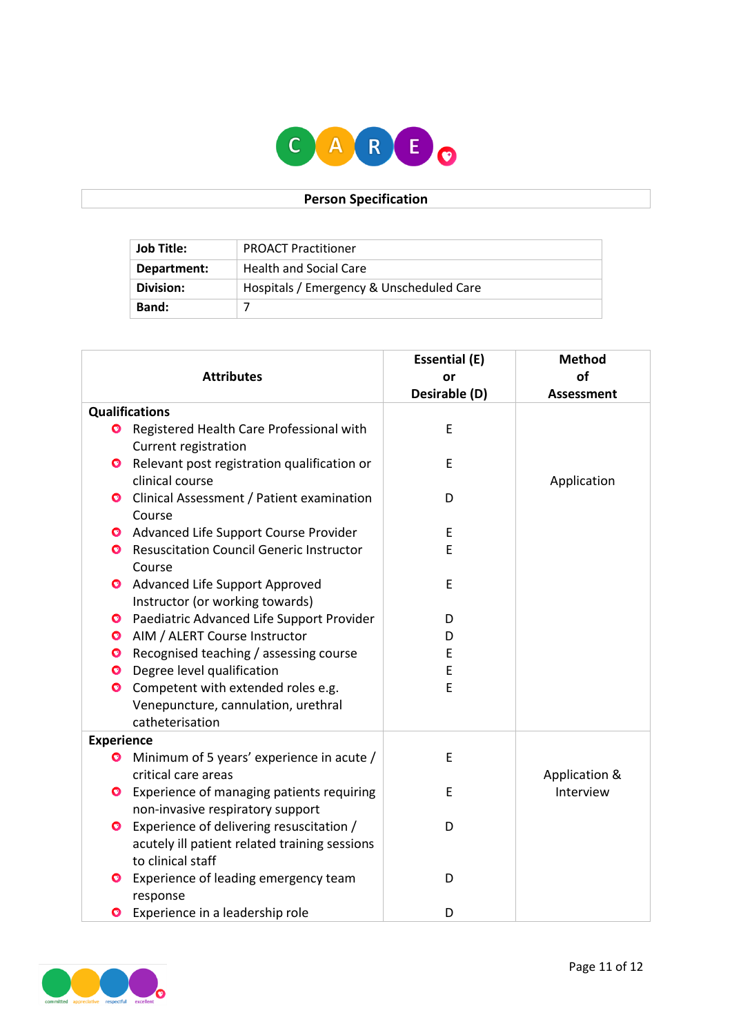## Person Specification

| **Job Title:** | PROACT Practitioner |
|---|---|
| **Department:** | Health and Social Care |
| **Division:** | Hospitals / Emergency & Unscheduled Care |
| **Band:** | 7 |

| Attributes | Essential (E) or Desirable (D) | Method of Assessment |
|---|---|---|
| **Qualifications** | | |
| • Registered Health Care Professional with Current registration | E | Application |
| • Relevant post registration qualification or clinical course | E | |
| • Clinical Assessment / Patient examination Course | D | |
| • Advanced Life Support Course Provider | E | |
| • Resuscitation Council Generic Instructor Course | E | |
| • Advanced Life Support Approved Instructor (or working towards) | E | |
| • Paediatric Advanced Life Support Provider | D | |
| • AIM / ALERT Course Instructor | D | |
| • Recognised teaching / assessing course | E | |
| • Degree level qualification | E | |
| • Competent with extended roles e.g. Venepuncture, cannulation, urethral catheterisation | E | |
| **Experience** | | |
| • Minimum of 5 years' experience in acute / critical care areas | E | Application & Interview |
| • Experience of managing patients requiring non-invasive respiratory support | E | |
| • Experience of delivering resuscitation / acutely ill patient related training sessions to clinical staff | D | |
| • Experience of leading emergency team response | D | |
| • Experience in a leadership role | D | |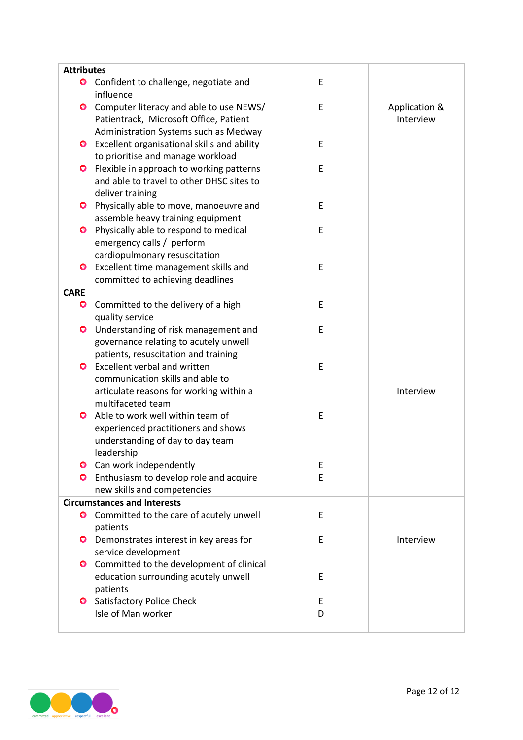| | | |
|---|---|---|
| **Attributes**<br>• Confident to challenge, negotiate and influence<br>• Computer literacy and able to use NEWS/ Patientrack, Microsoft Office, Patient Administration Systems such as Medway<br>• Excellent organisational skills and ability to prioritise and manage workload<br>• Flexible in approach to working patterns and able to travel to other DHSC sites to deliver training<br>• Physically able to move, manoeuvre and assemble heavy training equipment<br>• Physically able to respond to medical emergency calls / perform cardiopulmonary resuscitation<br>• Excellent time management skills and committed to achieving deadlines | E<br>E<br>E<br>E<br>E<br>E<br>E | Application & Interview |
| **CARE**<br>• Committed to the delivery of a high quality service<br>• Understanding of risk management and governance relating to acutely unwell patients, resuscitation and training<br>• Excellent verbal and written communication skills and able to articulate reasons for working within a multifaceted team<br>• Able to work well within team of experienced practitioners and shows understanding of day to day team leadership<br>• Can work independently<br>• Enthusiasm to develop role and acquire new skills and competencies | E<br>E<br>E<br>E<br>E<br>E | Interview |
| **Circumstances and Interests**<br>• Committed to the care of acutely unwell patients<br>• Demonstrates interest in key areas for service development<br>• Committed to the development of clinical education surrounding acutely unwell patients<br>• Satisfactory Police Check<br>Isle of Man worker | E<br>E<br>E<br>E<br>D | Interview |